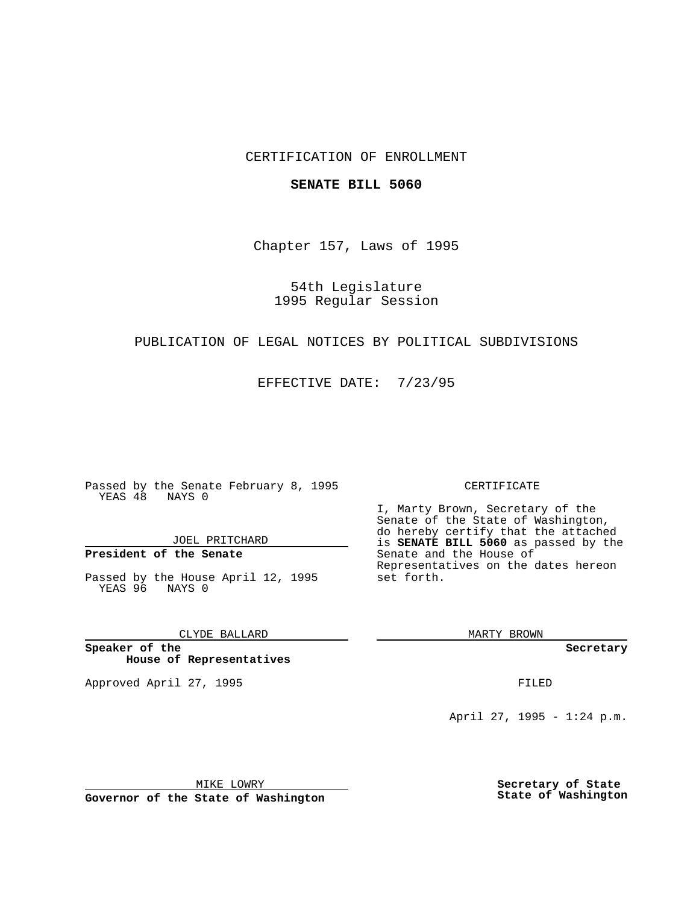CERTIFICATION OF ENROLLMENT

**SENATE BILL 5060**

Chapter 157, Laws of 1995

54th Legislature
1995 Regular Session

PUBLICATION OF LEGAL NOTICES BY POLITICAL SUBDIVISIONS

EFFECTIVE DATE: 7/23/95

Passed by the Senate February 8, 1995
YEAS 48 NAYS 0

JOEL PRITCHARD

**President of the Senate**

Passed by the House April 12, 1995
YEAS 96 NAYS 0

CLYDE BALLARD

**Speaker of the House of Representatives**

Approved April 27, 1995

MIKE LOWRY

**Governor of the State of Washington**

CERTIFICATE

I, Marty Brown, Secretary of the Senate of the State of Washington, do hereby certify that the attached is **SENATE BILL 5060** as passed by the Senate and the House of Representatives on the dates hereon set forth.

MARTY BROWN

**Secretary**

FILED

April 27, 1995 - 1:24 p.m.

**Secretary of State State of Washington**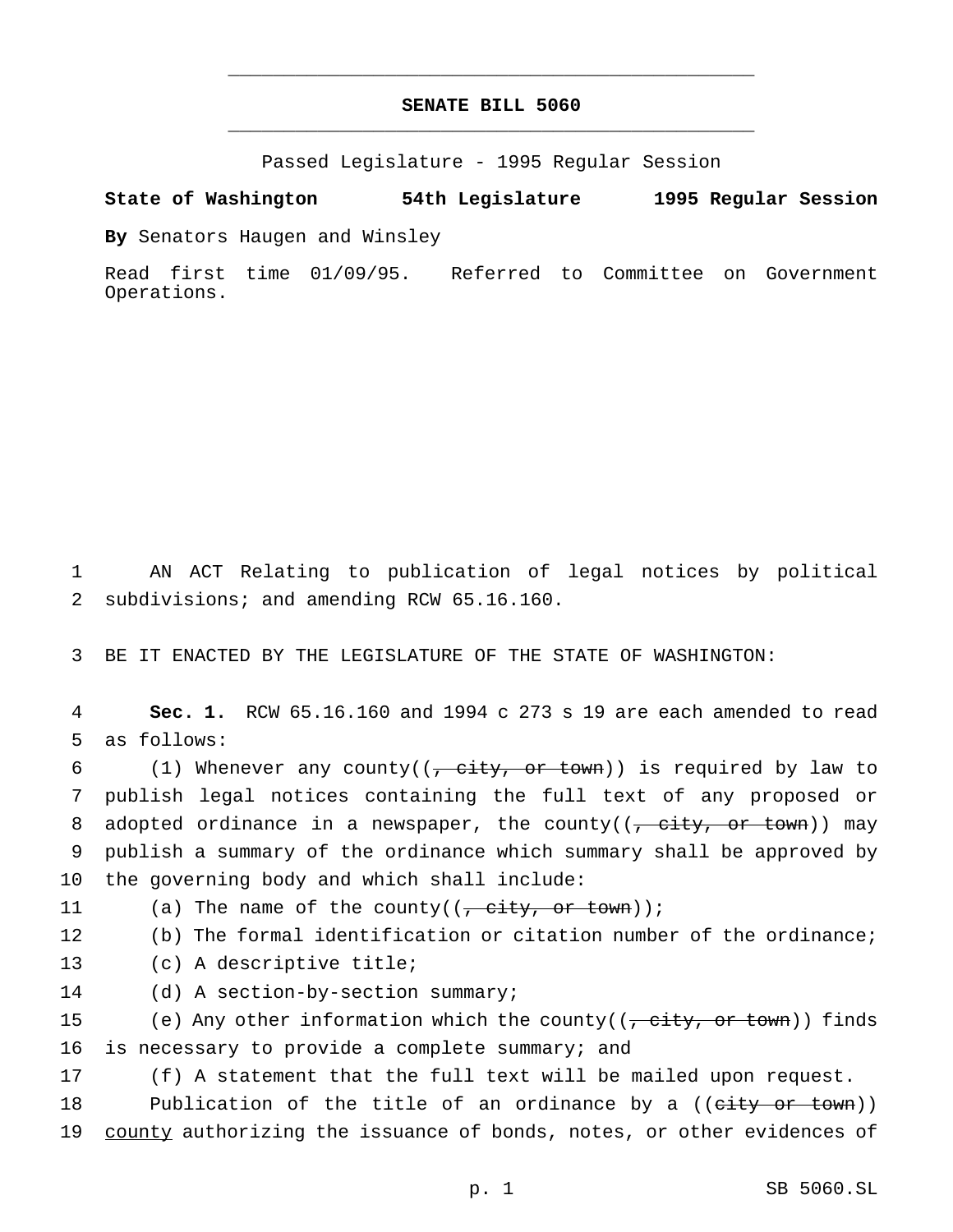# SENATE BILL 5060

Passed Legislature - 1995 Regular Session

**State of Washington 54th Legislature 1995 Regular Session**

**By** Senators Haugen and Winsley

Read first time 01/09/95. Referred to Committee on Government Operations.

AN ACT Relating to publication of legal notices by political subdivisions; and amending RCW 65.16.160.

BE IT ENACTED BY THE LEGISLATURE OF THE STATE OF WASHINGTON:

**Sec. 1.** RCW 65.16.160 and 1994 c 273 s 19 are each amended to read as follows:

(1) Whenever any county((~~, city, or town~~)) is required by law to publish legal notices containing the full text of any proposed or adopted ordinance in a newspaper, the county((~~, city, or town~~)) may publish a summary of the ordinance which summary shall be approved by the governing body and which shall include:

(a) The name of the county((~~, city, or town~~));

(b) The formal identification or citation number of the ordinance;

(c) A descriptive title;

(d) A section-by-section summary;

(e) Any other information which the county((~~, city, or town~~)) finds is necessary to provide a complete summary; and

(f) A statement that the full text will be mailed upon request.

Publication of the title of an ordinance by a ((~~city or town~~)) <u>county</u> authorizing the issuance of bonds, notes, or other evidences of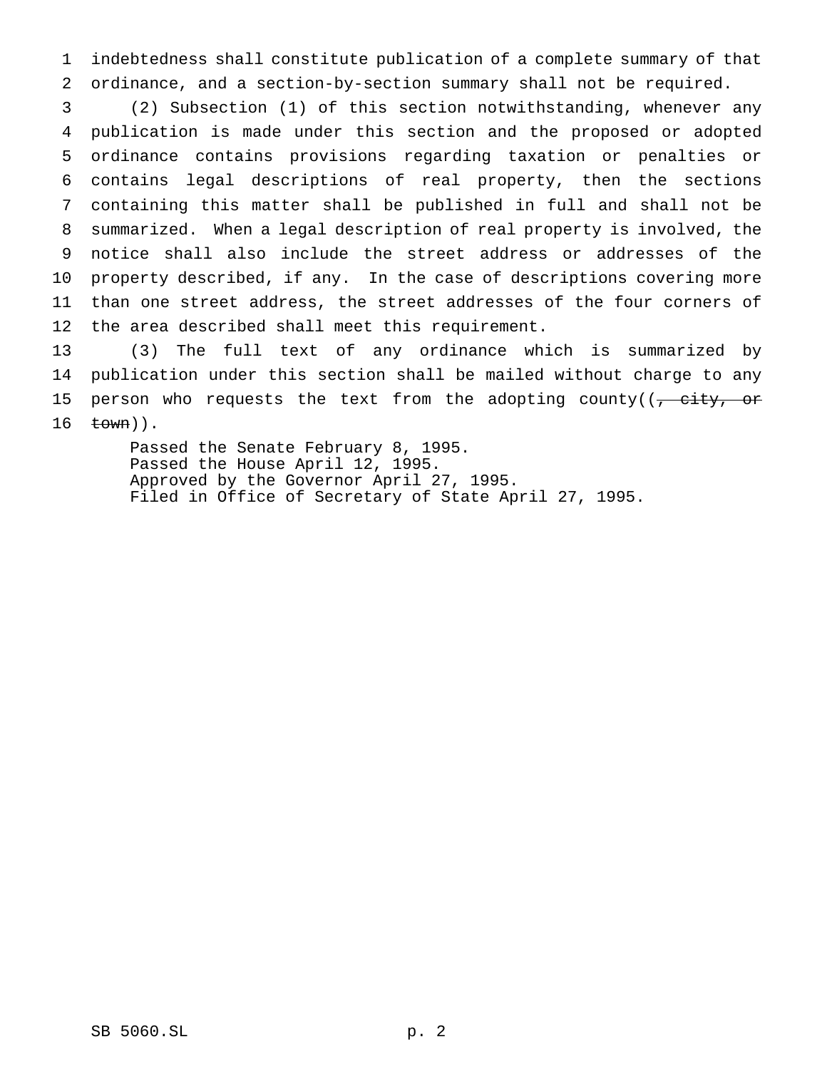indebtedness shall constitute publication of a complete summary of that ordinance, and a section-by-section summary shall not be required.

(2) Subsection (1) of this section notwithstanding, whenever any publication is made under this section and the proposed or adopted ordinance contains provisions regarding taxation or penalties or contains legal descriptions of real property, then the sections containing this matter shall be published in full and shall not be summarized. When a legal description of real property is involved, the notice shall also include the street address or addresses of the property described, if any. In the case of descriptions covering more than one street address, the street addresses of the four corners of the area described shall meet this requirement.

(3) The full text of any ordinance which is summarized by publication under this section shall be mailed without charge to any person who requests the text from the adopting county((~~, city, or town~~)).

Passed the Senate February 8, 1995.
Passed the House April 12, 1995.
Approved by the Governor April 27, 1995.
Filed in Office of Secretary of State April 27, 1995.